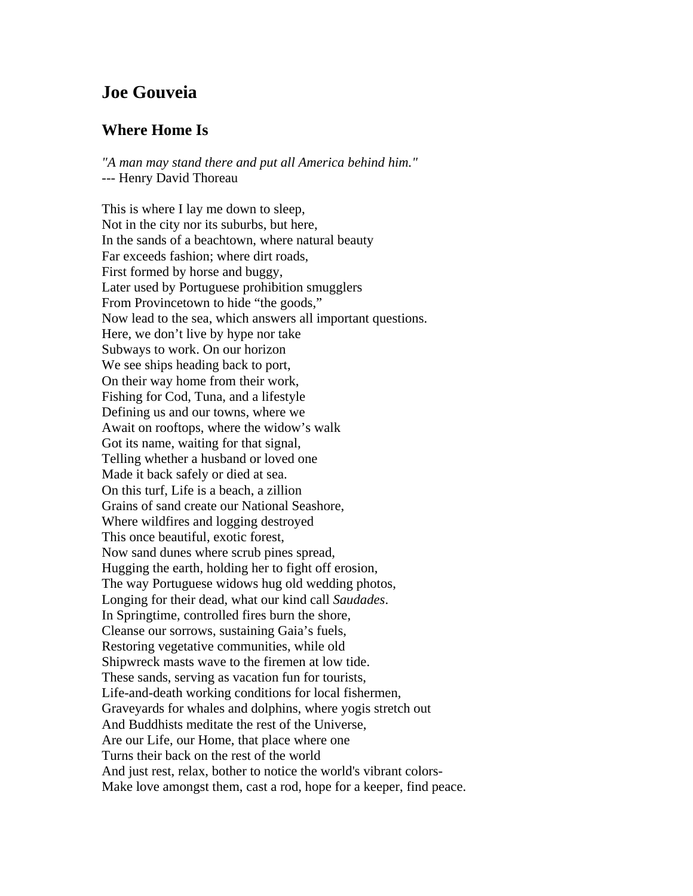## Joe Gouveia

### Where Home Is

*"A man may stand there and put all America behind him."*
--- Henry David Thoreau

This is where I lay me down to sleep,
Not in the city nor its suburbs, but here,
In the sands of a beachtown, where natural beauty
Far exceeds fashion; where dirt roads,
First formed by horse and buggy,
Later used by Portuguese prohibition smugglers
From Provincetown to hide “the goods,”
Now lead to the sea, which answers all important questions.
Here, we don’t live by hype nor take
Subways to work. On our horizon
We see ships heading back to port,
On their way home from their work,
Fishing for Cod, Tuna, and a lifestyle
Defining us and our towns, where we
Await on rooftops, where the widow’s walk
Got its name, waiting for that signal,
Telling whether a husband or loved one
Made it back safely or died at sea.
On this turf, Life is a beach, a zillion
Grains of sand create our National Seashore,
Where wildfires and logging destroyed
This once beautiful, exotic forest,
Now sand dunes where scrub pines spread,
Hugging the earth, holding her to fight off erosion,
The way Portuguese widows hug old wedding photos,
Longing for their dead, what our kind call *Saudades*.
In Springtime, controlled fires burn the shore,
Cleanse our sorrows, sustaining Gaia’s fuels,
Restoring vegetative communities, while old
Shipwreck masts wave to the firemen at low tide.
These sands, serving as vacation fun for tourists,
Life-and-death working conditions for local fishermen,
Graveyards for whales and dolphins, where yogis stretch out
And Buddhists meditate the rest of the Universe,
Are our Life, our Home, that place where one
Turns their back on the rest of the world
And just rest, relax, bother to notice the world's vibrant colors-
Make love amongst them, cast a rod, hope for a keeper, find peace.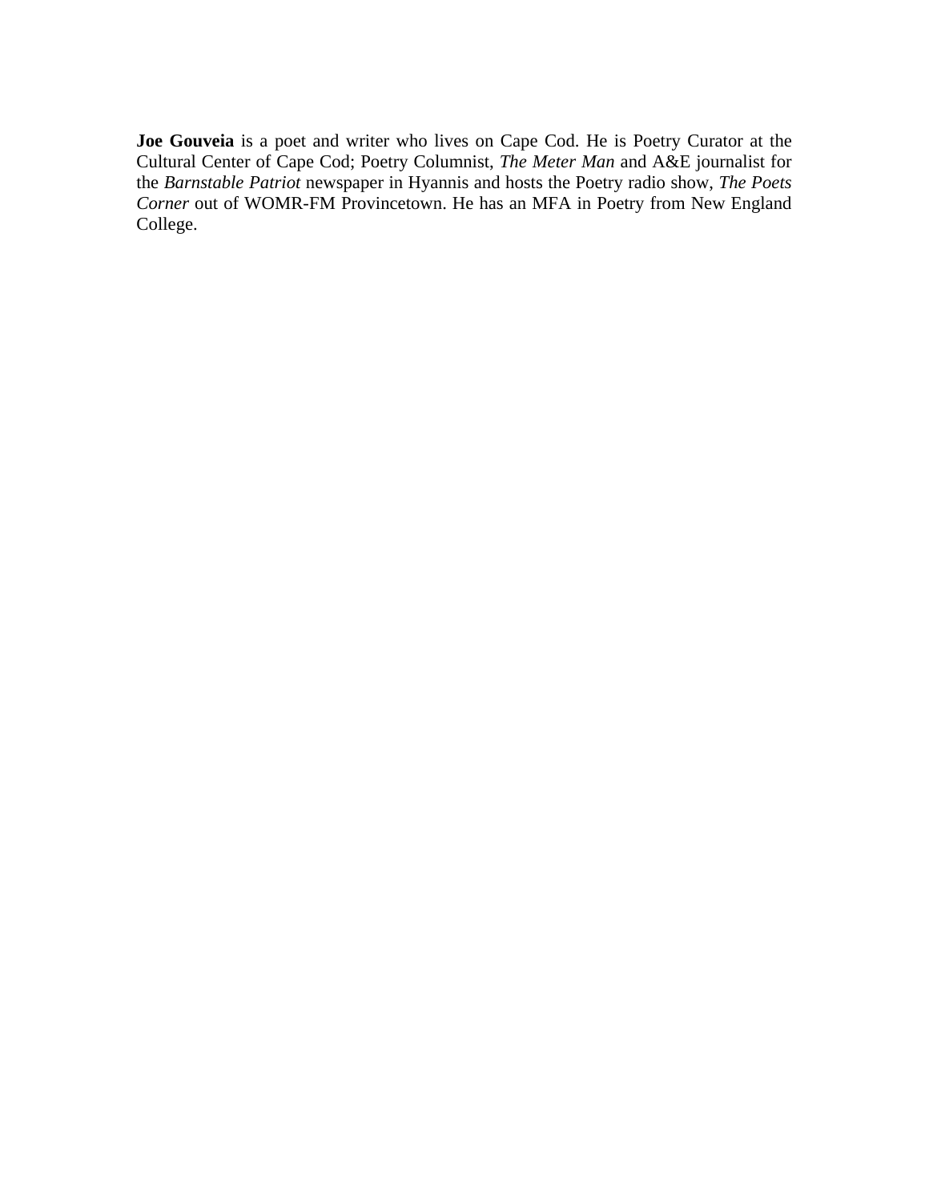**Joe Gouveia** is a poet and writer who lives on Cape Cod. He is Poetry Curator at the Cultural Center of Cape Cod; Poetry Columnist, *The Meter Man* and A&E journalist for the *Barnstable Patriot* newspaper in Hyannis and hosts the Poetry radio show, *The Poets Corner* out of WOMR-FM Provincetown. He has an MFA in Poetry from New England College.